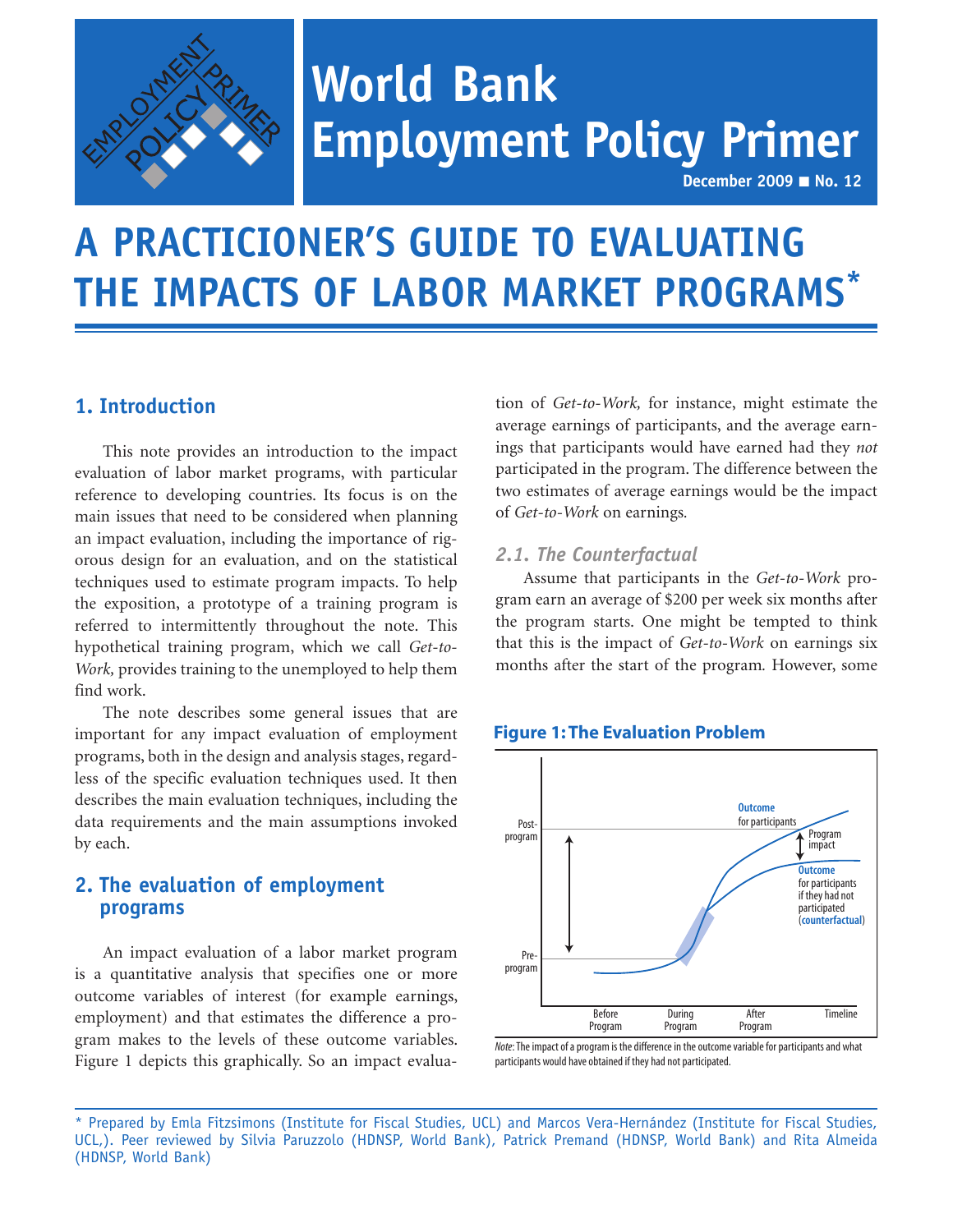World Bank Employment Policy Primer

December 2009 ■ No. 12

# A PRACTICIONER'S GUIDE TO EVALUATING THE IMPACTS OF LABOR MARKET PROGRAMS*

## 1. Introduction

This note provides an introduction to the impact evaluation of labor market programs, with particular reference to developing countries. Its focus is on the main issues that need to be considered when planning an impact evaluation, including the importance of rigorous design for an evaluation, and on the statistical techniques used to estimate program impacts. To help the exposition, a prototype of a training program is referred to intermittently throughout the note. This hypothetical training program, which we call *Get-to-Work,* provides training to the unemployed to help them find work.

The note describes some general issues that are important for any impact evaluation of employment programs, both in the design and analysis stages, regardless of the specific evaluation techniques used. It then describes the main evaluation techniques, including the data requirements and the main assumptions invoked by each.

## 2. The evaluation of employment programs

An impact evaluation of a labor market program is a quantitative analysis that specifies one or more outcome variables of interest (for example earnings, employment) and that estimates the difference a program makes to the levels of these outcome variables. Figure 1 depicts this graphically. So an impact evaluation of *Get-to-Work,* for instance, might estimate the average earnings of participants, and the average earnings that participants would have earned had they *not* participated in the program. The difference between the two estimates of average earnings would be the impact of *Get-to-Work* on earnings.

### 2.1. The Counterfactual

Assume that participants in the *Get-to-Work* program earn an average of $200 per week six months after the program starts. One might be tempted to think that this is the impact of *Get-to-Work* on earnings six months after the start of the program. However, some

**Figure 1: The Evaluation Problem**

*Note*: The impact of a program is the difference in the outcome variable for participants and what participants would have obtained if they had not participated.

---

* Prepared by Emla Fitzsimons (Institute for Fiscal Studies, UCL) and Marcos Vera-Hernández (Institute for Fiscal Studies, UCL,). Peer reviewed by Silvia Paruzzolo (HDNSP, World Bank), Patrick Premand (HDNSP, World Bank) and Rita Almeida (HDNSP, World Bank)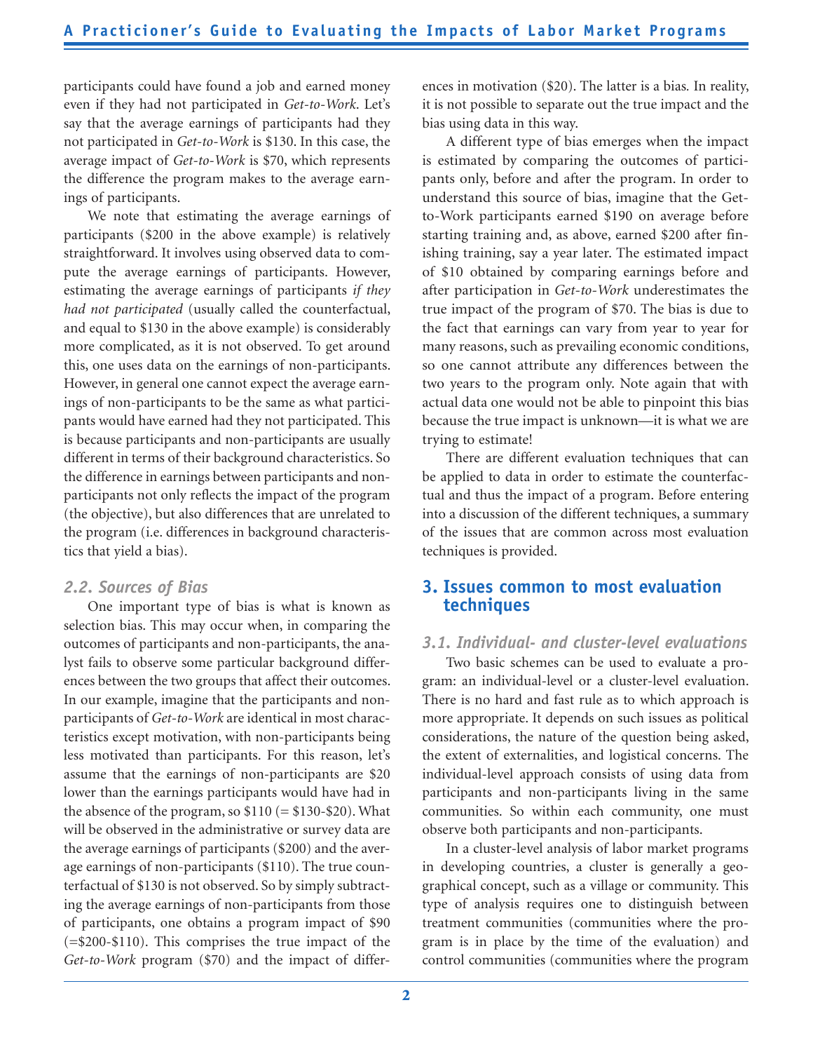participants could have found a job and earned money even if they had not participated in *Get-to-Work*. Let's say that the average earnings of participants had they not participated in *Get-to-Work* is $130. In this case, the average impact of *Get-to-Work* is $70, which represents the difference the program makes to the average earnings of participants.

We note that estimating the average earnings of participants ($200 in the above example) is relatively straightforward. It involves using observed data to compute the average earnings of participants. However, estimating the average earnings of participants *if they had not participated* (usually called the counterfactual, and equal to $130 in the above example) is considerably more complicated, as it is not observed. To get around this, one uses data on the earnings of non-participants. However, in general one cannot expect the average earnings of non-participants to be the same as what participants would have earned had they not participated. This is because participants and non-participants are usually different in terms of their background characteristics. So the difference in earnings between participants and non-participants not only reflects the impact of the program (the objective), but also differences that are unrelated to the program (i.e. differences in background characteristics that yield a bias).

### 2.2. Sources of Bias

One important type of bias is what is known as selection bias. This may occur when, in comparing the outcomes of participants and non-participants, the analyst fails to observe some particular background differences between the two groups that affect their outcomes. In our example, imagine that the participants and non-participants of *Get-to-Work* are identical in most characteristics except motivation, with non-participants being less motivated than participants. For this reason, let's assume that the earnings of non-participants are $20 lower than the earnings participants would have had in the absence of the program, so $110 (= $130-$20). What will be observed in the administrative or survey data are the average earnings of participants ($200) and the average earnings of non-participants ($110). The true counterfactual of $130 is not observed. So by simply subtracting the average earnings of non-participants from those of participants, one obtains a program impact of $90 (=$200-$110). This comprises the true impact of the *Get-to-Work* program ($70) and the impact of differences in motivation ($20). The latter is a bias. In reality, it is not possible to separate out the true impact and the bias using data in this way.

A different type of bias emerges when the impact is estimated by comparing the outcomes of participants only, before and after the program. In order to understand this source of bias, imagine that the Get-to-Work participants earned $190 on average before starting training and, as above, earned $200 after finishing training, say a year later. The estimated impact of $10 obtained by comparing earnings before and after participation in *Get-to-Work* underestimates the true impact of the program of $70. The bias is due to the fact that earnings can vary from year to year for many reasons, such as prevailing economic conditions, so one cannot attribute any differences between the two years to the program only. Note again that with actual data one would not be able to pinpoint this bias because the true impact is unknown—it is what we are trying to estimate!

There are different evaluation techniques that can be applied to data in order to estimate the counterfactual and thus the impact of a program. Before entering into a discussion of the different techniques, a summary of the issues that are common across most evaluation techniques is provided.

## 3. Issues common to most evaluation techniques

### 3.1. Individual- and cluster-level evaluations

Two basic schemes can be used to evaluate a program: an individual-level or a cluster-level evaluation. There is no hard and fast rule as to which approach is more appropriate. It depends on such issues as political considerations, the nature of the question being asked, the extent of externalities, and logistical concerns. The individual-level approach consists of using data from participants and non-participants living in the same communities. So within each community, one must observe both participants and non-participants.

In a cluster-level analysis of labor market programs in developing countries, a cluster is generally a geographical concept, such as a village or community. This type of analysis requires one to distinguish between treatment communities (communities where the program is in place by the time of the evaluation) and control communities (communities where the program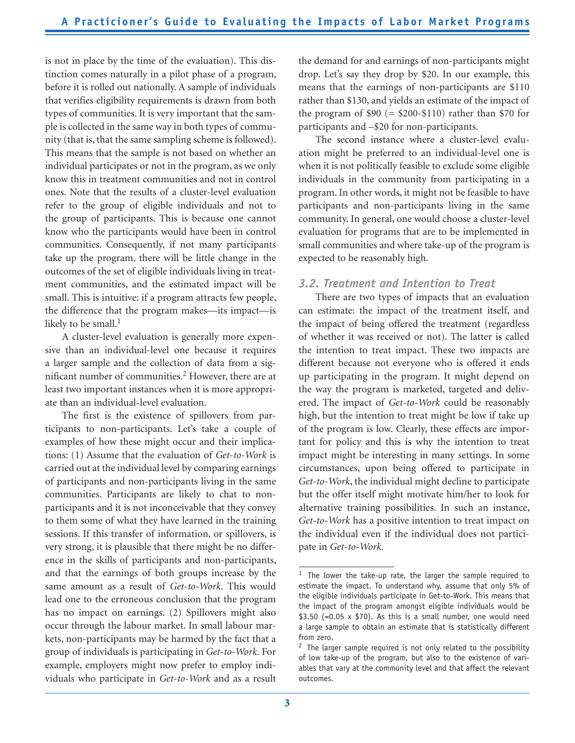is not in place by the time of the evaluation). This distinction comes naturally in a pilot phase of a program, before it is rolled out nationally. A sample of individuals that verifies eligibility requirements is drawn from both types of communities. It is very important that the sample is collected in the same way in both types of community (that is, that the same sampling scheme is followed). This means that the sample is not based on whether an individual participates or not in the program, as we only know this in treatment communities and not in control ones. Note that the results of a cluster-level evaluation refer to the group of eligible individuals and not to the group of participants. This is because one cannot know who the participants would have been in control communities. Consequently, if not many participants take up the program, there will be little change in the outcomes of the set of eligible individuals living in treatment communities, and the estimated impact will be small. This is intuitive: if a program attracts few people, the difference that the program makes—its impact—is likely to be small.[1]

A cluster-level evaluation is generally more expensive than an individual-level one because it requires a larger sample and the collection of data from a significant number of communities.[2] However, there are at least two important instances when it is more appropriate than an individual-level evaluation.

The first is the existence of spillovers from participants to non-participants. Let's take a couple of examples of how these might occur and their implications: (1) Assume that the evaluation of *Get-to-Work* is carried out at the individual level by comparing earnings of participants and non-participants living in the same communities. Participants are likely to chat to non-participants and it is not inconceivable that they convey to them some of what they have learned in the training sessions. If this transfer of information, or spillovers, is very strong, it is plausible that there might be no difference in the skills of participants and non-participants, and that the earnings of both groups increase by the same amount as a result of *Get-to-Work*. This would lead one to the erroneous conclusion that the program has no impact on earnings. (2) Spillovers might also occur through the labour market. In small labour markets, non-participants may be harmed by the fact that a group of individuals is participating in *Get-to-Work*. For example, employers might now prefer to employ individuals who participate in *Get-to-Work* and as a result the demand for and earnings of non-participants might drop. Let's say they drop by $20. In our example, this means that the earnings of non-participants are $110 rather than $130, and yields an estimate of the impact of the program of $90 (= $200-$110) rather than $70 for participants and –$20 for non-participants.

The second instance where a cluster-level evaluation might be preferred to an individual-level one is when it is not politically feasible to exclude some eligible individuals in the community from participating in a program. In other words, it might not be feasible to have participants and non-participants living in the same community. In general, one would choose a cluster-level evaluation for programs that are to be implemented in small communities and where take-up of the program is expected to be reasonably high.

### 3.2. Treatment and Intention to Treat

There are two types of impacts that an evaluation can estimate: the impact of the treatment itself, and the impact of being offered the treatment (regardless of whether it was received or not). The latter is called the intention to treat impact. These two impacts are different because not everyone who is offered it ends up participating in the program. It might depend on the way the program is marketed, targeted and delivered. The impact of *Get-to-Work* could be reasonably high, but the intention to treat might be low if take up of the program is low. Clearly, these effects are important for policy and this is why the intention to treat impact might be interesting in many settings. In some circumstances, upon being offered to participate in *Get-to-Work*, the individual might decline to participate but the offer itself might motivate him/her to look for alternative training possibilities. In such an instance, *Get-to-Work* has a positive intention to treat impact on the individual even if the individual does not participate in *Get-to-Work*.

---

[1] The lower the take-up rate, the larger the sample required to estimate the impact. To understand why, assume that only 5% of the eligible individuals participate in Get-to-Work. This means that the impact of the program amongst eligible individuals would be $3.50 (=0.05 x $70). As this is a small number, one would need a large sample to obtain an estimate that is statistically different from zero.

[2] The larger sample required is not only related to the possibility of low take-up of the program, but also to the existence of variables that vary at the community level and that affect the relevant outcomes.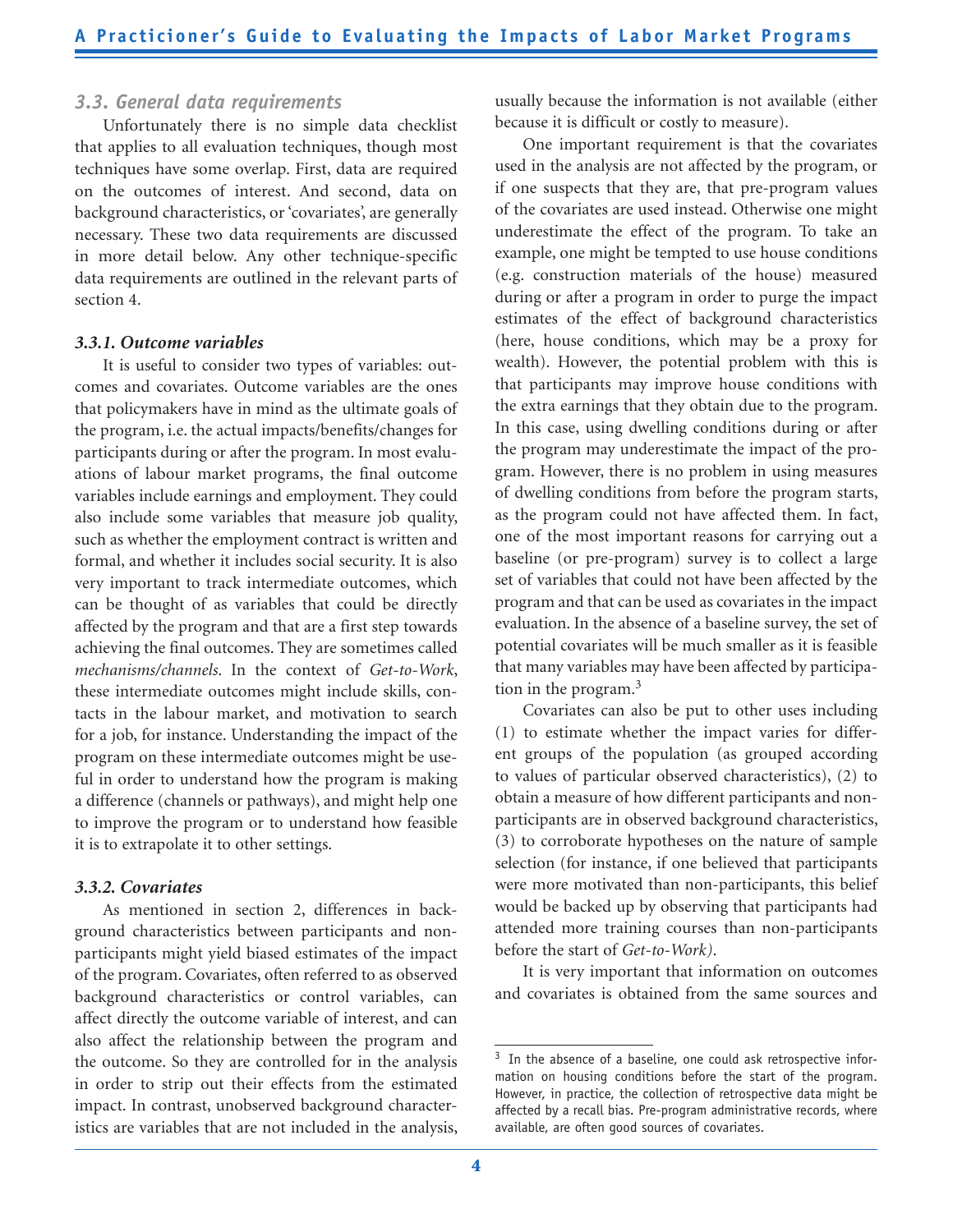### *3.3. General data requirements*

Unfortunately there is no simple data checklist that applies to all evaluation techniques, though most techniques have some overlap. First, data are required on the outcomes of interest. And second, data on background characteristics, or 'covariates', are generally necessary. These two data requirements are discussed in more detail below. Any other technique-specific data requirements are outlined in the relevant parts of section 4.

#### *3.3.1. Outcome variables*

It is useful to consider two types of variables: outcomes and covariates. Outcome variables are the ones that policymakers have in mind as the ultimate goals of the program, i.e. the actual impacts/benefits/changes for participants during or after the program. In most evaluations of labour market programs, the final outcome variables include earnings and employment. They could also include some variables that measure job quality, such as whether the employment contract is written and formal, and whether it includes social security. It is also very important to track intermediate outcomes, which can be thought of as variables that could be directly affected by the program and that are a first step towards achieving the final outcomes. They are sometimes called *mechanisms/channels*. In the context of *Get-to-Work*, these intermediate outcomes might include skills, contacts in the labour market, and motivation to search for a job, for instance. Understanding the impact of the program on these intermediate outcomes might be useful in order to understand how the program is making a difference (channels or pathways), and might help one to improve the program or to understand how feasible it is to extrapolate it to other settings.

#### *3.3.2. Covariates*

As mentioned in section 2, differences in background characteristics between participants and non-participants might yield biased estimates of the impact of the program. Covariates, often referred to as observed background characteristics or control variables, can affect directly the outcome variable of interest, and can also affect the relationship between the program and the outcome. So they are controlled for in the analysis in order to strip out their effects from the estimated impact. In contrast, unobserved background characteristics are variables that are not included in the analysis, usually because the information is not available (either because it is difficult or costly to measure).

One important requirement is that the covariates used in the analysis are not affected by the program, or if one suspects that they are, that pre-program values of the covariates are used instead. Otherwise one might underestimate the effect of the program. To take an example, one might be tempted to use house conditions (e.g. construction materials of the house) measured during or after a program in order to purge the impact estimates of the effect of background characteristics (here, house conditions, which may be a proxy for wealth). However, the potential problem with this is that participants may improve house conditions with the extra earnings that they obtain due to the program. In this case, using dwelling conditions during or after the program may underestimate the impact of the program. However, there is no problem in using measures of dwelling conditions from before the program starts, as the program could not have affected them. In fact, one of the most important reasons for carrying out a baseline (or pre-program) survey is to collect a large set of variables that could not have been affected by the program and that can be used as covariates in the impact evaluation. In the absence of a baseline survey, the set of potential covariates will be much smaller as it is feasible that many variables may have been affected by participation in the program.[3]

Covariates can also be put to other uses including (1) to estimate whether the impact varies for different groups of the population (as grouped according to values of particular observed characteristics), (2) to obtain a measure of how different participants and non-participants are in observed background characteristics, (3) to corroborate hypotheses on the nature of sample selection (for instance, if one believed that participants were more motivated than non-participants, this belief would be backed up by observing that participants had attended more training courses than non-participants before the start of *Get-to-Work)*.

It is very important that information on outcomes and covariates is obtained from the same sources and

[3] In the absence of a baseline, one could ask retrospective information on housing conditions before the start of the program. However, in practice, the collection of retrospective data might be affected by a recall bias. Pre-program administrative records, where available, are often good sources of covariates.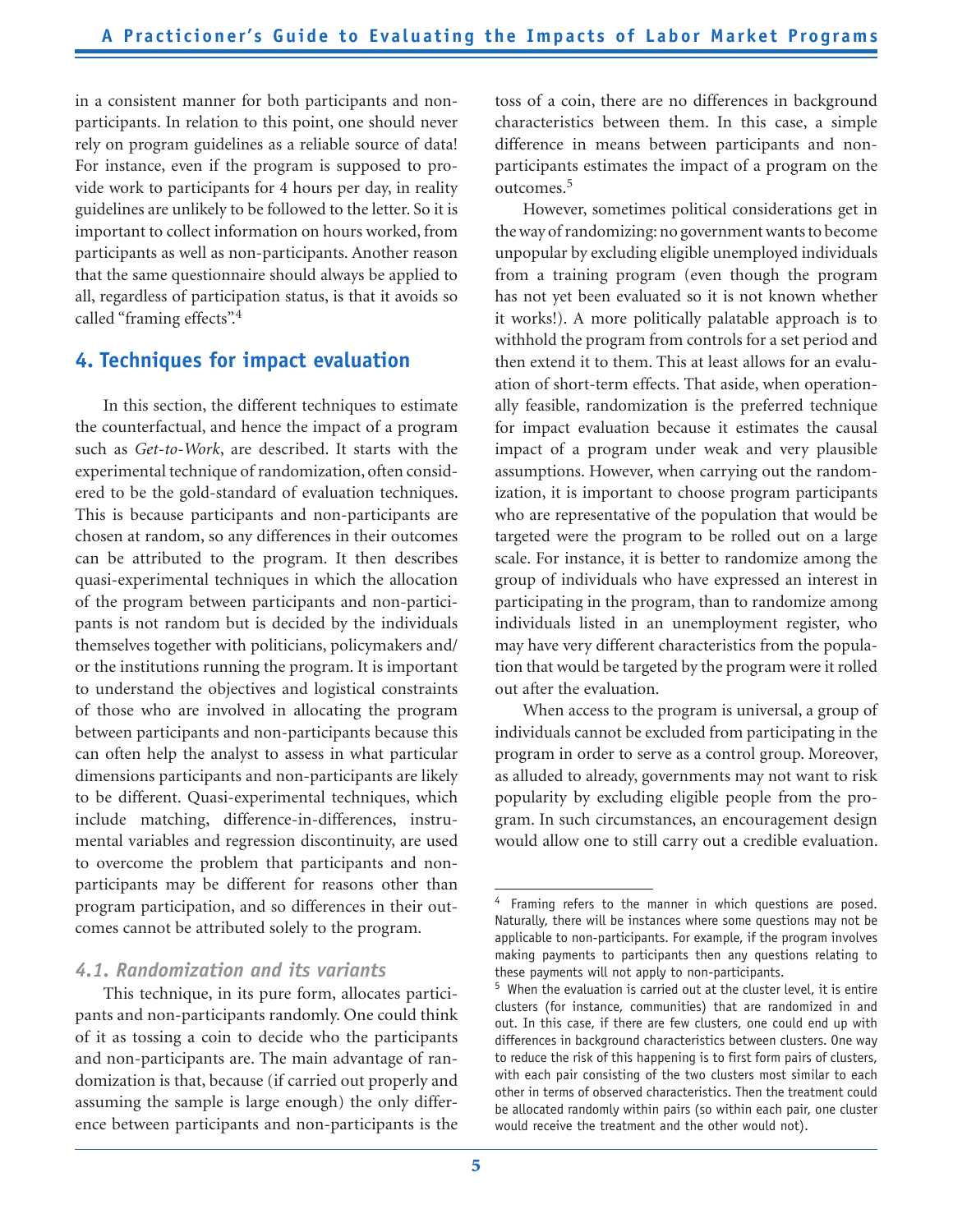in a consistent manner for both participants and non-participants. In relation to this point, one should never rely on program guidelines as a reliable source of data! For instance, even if the program is supposed to provide work to participants for 4 hours per day, in reality guidelines are unlikely to be followed to the letter. So it is important to collect information on hours worked, from participants as well as non-participants. Another reason that the same questionnaire should always be applied to all, regardless of participation status, is that it avoids so called "framing effects".[4]

## 4. Techniques for impact evaluation

In this section, the different techniques to estimate the counterfactual, and hence the impact of a program such as *Get-to-Work*, are described. It starts with the experimental technique of randomization, often considered to be the gold-standard of evaluation techniques. This is because participants and non-participants are chosen at random, so any differences in their outcomes can be attributed to the program. It then describes quasi-experimental techniques in which the allocation of the program between participants and non-participants is not random but is decided by the individuals themselves together with politicians, policymakers and/or the institutions running the program. It is important to understand the objectives and logistical constraints of those who are involved in allocating the program between participants and non-participants because this can often help the analyst to assess in what particular dimensions participants and non-participants are likely to be different. Quasi-experimental techniques, which include matching, difference-in-differences, instrumental variables and regression discontinuity, are used to overcome the problem that participants and non-participants may be different for reasons other than program participation, and so differences in their outcomes cannot be attributed solely to the program.

### *4.1. Randomization and its variants*

This technique, in its pure form, allocates participants and non-participants randomly. One could think of it as tossing a coin to decide who the participants and non-participants are. The main advantage of randomization is that, because (if carried out properly and assuming the sample is large enough) the only difference between participants and non-participants is the toss of a coin, there are no differences in background characteristics between them. In this case, a simple difference in means between participants and non-participants estimates the impact of a program on the outcomes.[5]

However, sometimes political considerations get in the way of randomizing: no government wants to become unpopular by excluding eligible unemployed individuals from a training program (even though the program has not yet been evaluated so it is not known whether it works!). A more politically palatable approach is to withhold the program from controls for a set period and then extend it to them. This at least allows for an evaluation of short-term effects. That aside, when operationally feasible, randomization is the preferred technique for impact evaluation because it estimates the causal impact of a program under weak and very plausible assumptions. However, when carrying out the randomization, it is important to choose program participants who are representative of the population that would be targeted were the program to be rolled out on a large scale. For instance, it is better to randomize among the group of individuals who have expressed an interest in participating in the program, than to randomize among individuals listed in an unemployment register, who may have very different characteristics from the population that would be targeted by the program were it rolled out after the evaluation.

When access to the program is universal, a group of individuals cannot be excluded from participating in the program in order to serve as a control group. Moreover, as alluded to already, governments may not want to risk popularity by excluding eligible people from the program. In such circumstances, an encouragement design would allow one to still carry out a credible evaluation.

---

[4] Framing refers to the manner in which questions are posed. Naturally, there will be instances where some questions may not be applicable to non-participants. For example, if the program involves making payments to participants then any questions relating to these payments will not apply to non-participants.

[5] When the evaluation is carried out at the cluster level, it is entire clusters (for instance, communities) that are randomized in and out. In this case, if there are few clusters, one could end up with differences in background characteristics between clusters. One way to reduce the risk of this happening is to first form pairs of clusters, with each pair consisting of the two clusters most similar to each other in terms of observed characteristics. Then the treatment could be allocated randomly within pairs (so within each pair, one cluster would receive the treatment and the other would not).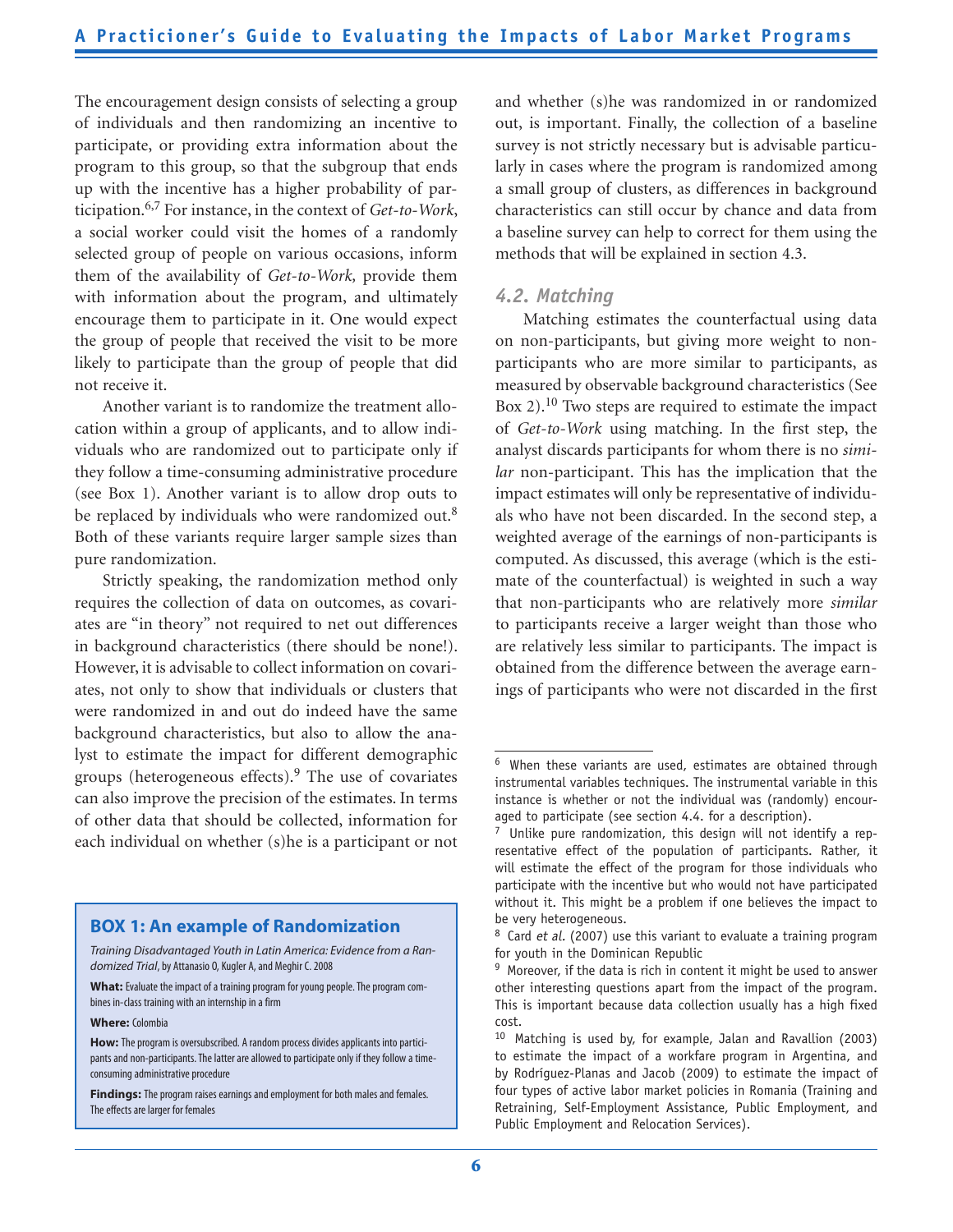The encouragement design consists of selecting a group of individuals and then randomizing an incentive to participate, or providing extra information about the program to this group, so that the subgroup that ends up with the incentive has a higher probability of participation.[6,7] For instance, in the context of *Get-to-Work*, a social worker could visit the homes of a randomly selected group of people on various occasions, inform them of the availability of *Get-to-Work,* provide them with information about the program, and ultimately encourage them to participate in it. One would expect the group of people that received the visit to be more likely to participate than the group of people that did not receive it.

Another variant is to randomize the treatment allocation within a group of applicants, and to allow individuals who are randomized out to participate only if they follow a time-consuming administrative procedure (see Box 1). Another variant is to allow drop outs to be replaced by individuals who were randomized out.[8] Both of these variants require larger sample sizes than pure randomization.

Strictly speaking, the randomization method only requires the collection of data on outcomes, as covariates are "in theory" not required to net out differences in background characteristics (there should be none!). However, it is advisable to collect information on covariates, not only to show that individuals or clusters that were randomized in and out do indeed have the same background characteristics, but also to allow the analyst to estimate the impact for different demographic groups (heterogeneous effects).[9] The use of covariates can also improve the precision of the estimates. In terms of other data that should be collected, information for each individual on whether (s)he is a participant or not and whether (s)he was randomized in or randomized out, is important. Finally, the collection of a baseline survey is not strictly necessary but is advisable particularly in cases where the program is randomized among a small group of clusters, as differences in background characteristics can still occur by chance and data from a baseline survey can help to correct for them using the methods that will be explained in section 4.3.

**BOX 1: An example of Randomization**

*Training Disadvantaged Youth in Latin America: Evidence from a Randomized Trial*, by Attanasio O, Kugler A, and Meghir C. 2008

**What:** Evaluate the impact of a training program for young people. The program combines in-class training with an internship in a firm

**Where:** Colombia

**How:** The program is oversubscribed. A random process divides applicants into participants and non-participants. The latter are allowed to participate only if they follow a time-consuming administrative procedure

**Findings:** The program raises earnings and employment for both males and females. The effects are larger for females

### *4.2. Matching*

Matching estimates the counterfactual using data on non-participants, but giving more weight to non-participants who are more similar to participants, as measured by observable background characteristics (See Box 2).[10] Two steps are required to estimate the impact of *Get-to-Work* using matching. In the first step, the analyst discards participants for whom there is no *similar* non-participant. This has the implication that the impact estimates will only be representative of individuals who have not been discarded. In the second step, a weighted average of the earnings of non-participants is computed. As discussed, this average (which is the estimate of the counterfactual) is weighted in such a way that non-participants who are relatively more *similar* to participants receive a larger weight than those who are relatively less similar to participants. The impact is obtained from the difference between the average earnings of participants who were not discarded in the first

---

[6] When these variants are used, estimates are obtained through instrumental variables techniques. The instrumental variable in this instance is whether or not the individual was (randomly) encouraged to participate (see section 4.4. for a description).

[7] Unlike pure randomization, this design will not identify a representative effect of the population of participants. Rather, it will estimate the effect of the program for those individuals who participate with the incentive but who would not have participated without it. This might be a problem if one believes the impact to be very heterogeneous.

[8] Card *et al.* (2007) use this variant to evaluate a training program for youth in the Dominican Republic

[9] Moreover, if the data is rich in content it might be used to answer other interesting questions apart from the impact of the program. This is important because data collection usually has a high fixed cost.

[10] Matching is used by, for example, Jalan and Ravallion (2003) to estimate the impact of a workfare program in Argentina, and by Rodríguez-Planas and Jacob (2009) to estimate the impact of four types of active labor market policies in Romania (Training and Retraining, Self-Employment Assistance, Public Employment, and Public Employment and Relocation Services).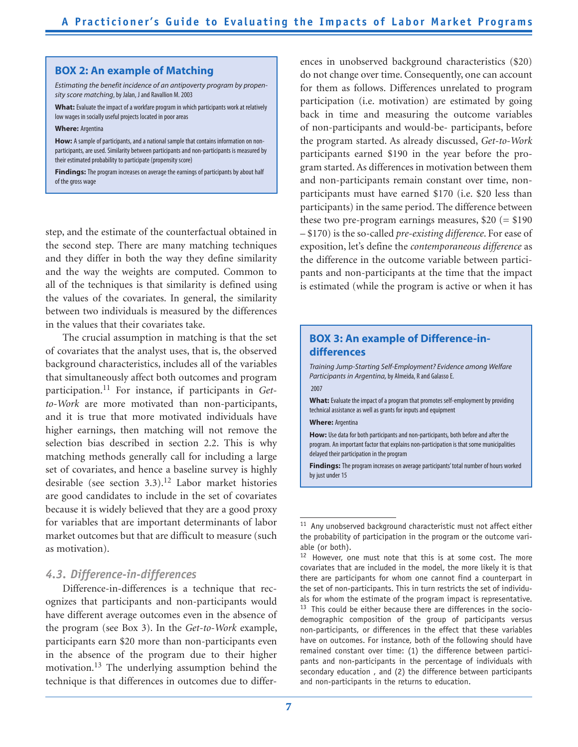### BOX 2: An example of Matching

*Estimating the benefit incidence of an antipoverty program by propensity score matching*, by Jalan, J and Ravallion M. 2003

**What:** Evaluate the impact of a workfare program in which participants work at relatively low wages in socially useful projects located in poor areas

**Where:** Argentina

**How:** A sample of participants, and a national sample that contains information on non-participants, are used. Similarity between participants and non-participants is measured by their estimated probability to participate (propensity score)

**Findings:** The program increases on average the earnings of participants by about half of the gross wage

step, and the estimate of the counterfactual obtained in the second step. There are many matching techniques and they differ in both the way they define similarity and the way the weights are computed. Common to all of the techniques is that similarity is defined using the values of the covariates. In general, the similarity between two individuals is measured by the differences in the values that their covariates take.

The crucial assumption in matching is that the set of covariates that the analyst uses, that is, the observed background characteristics, includes all of the variables that simultaneously affect both outcomes and program participation.[11] For instance, if participants in *Get-to-Work* are more motivated than non-participants, and it is true that more motivated individuals have higher earnings, then matching will not remove the selection bias described in section 2.2. This is why matching methods generally call for including a large set of covariates, and hence a baseline survey is highly desirable (see section 3.3).[12] Labor market histories are good candidates to include in the set of covariates because it is widely believed that they are a good proxy for variables that are important determinants of labor market outcomes but that are difficult to measure (such as motivation).

## 4.3. Difference-in-differences

Difference-in-differences is a technique that recognizes that participants and non-participants would have different average outcomes even in the absence of the program (see Box 3). In the *Get-to-Work* example, participants earn $20 more than non-participants even in the absence of the program due to their higher motivation.[13] The underlying assumption behind the technique is that differences in outcomes due to differences in unobserved background characteristics ($20) do not change over time. Consequently, one can account for them as follows. Differences unrelated to program participation (i.e. motivation) are estimated by going back in time and measuring the outcome variables of non-participants and would-be- participants, before the program started. As already discussed, *Get-to-Work* participants earned $190 in the year before the program started. As differences in motivation between them and non-participants remain constant over time, non-participants must have earned $170 (i.e. $20 less than participants) in the same period. The difference between these two pre-program earnings measures, $20 (= $190 – $170) is the so-called *pre-existing difference*. For ease of exposition, let's define the *contemporaneous difference* as the difference in the outcome variable between participants and non-participants at the time that the impact is estimated (while the program is active or when it has

### BOX 3: An example of Difference-in-differences

*Training Jump-Starting Self-Employment? Evidence among Welfare Participants in Argentina*, by Almeida, R and Galasso E.

2007

**What:** Evaluate the impact of a program that promotes self-employment by providing technical assistance as well as grants for inputs and equipment

**Where:** Argentina

**How:** Use data for both participants and non-participants, both before and after the program. An important factor that explains non-participation is that some municipalities delayed their participation in the program

**Findings:** The program increases on average participants' total number of hours worked by just under 15

---

[11] Any unobserved background characteristic must not affect either the probability of participation in the program or the outcome variable (or both).

[12] However, one must note that this is at some cost. The more covariates that are included in the model, the more likely it is that there are participants for whom one cannot find a counterpart in the set of non-participants. This in turn restricts the set of individuals for whom the estimate of the program impact is representative.

[13] This could be either because there are differences in the socio-demographic composition of the group of participants versus non-participants, or differences in the effect that these variables have on outcomes. For instance, both of the following should have remained constant over time: (1) the difference between participants and non-participants in the percentage of individuals with secondary education , and (2) the difference between participants and non-participants in the returns to education.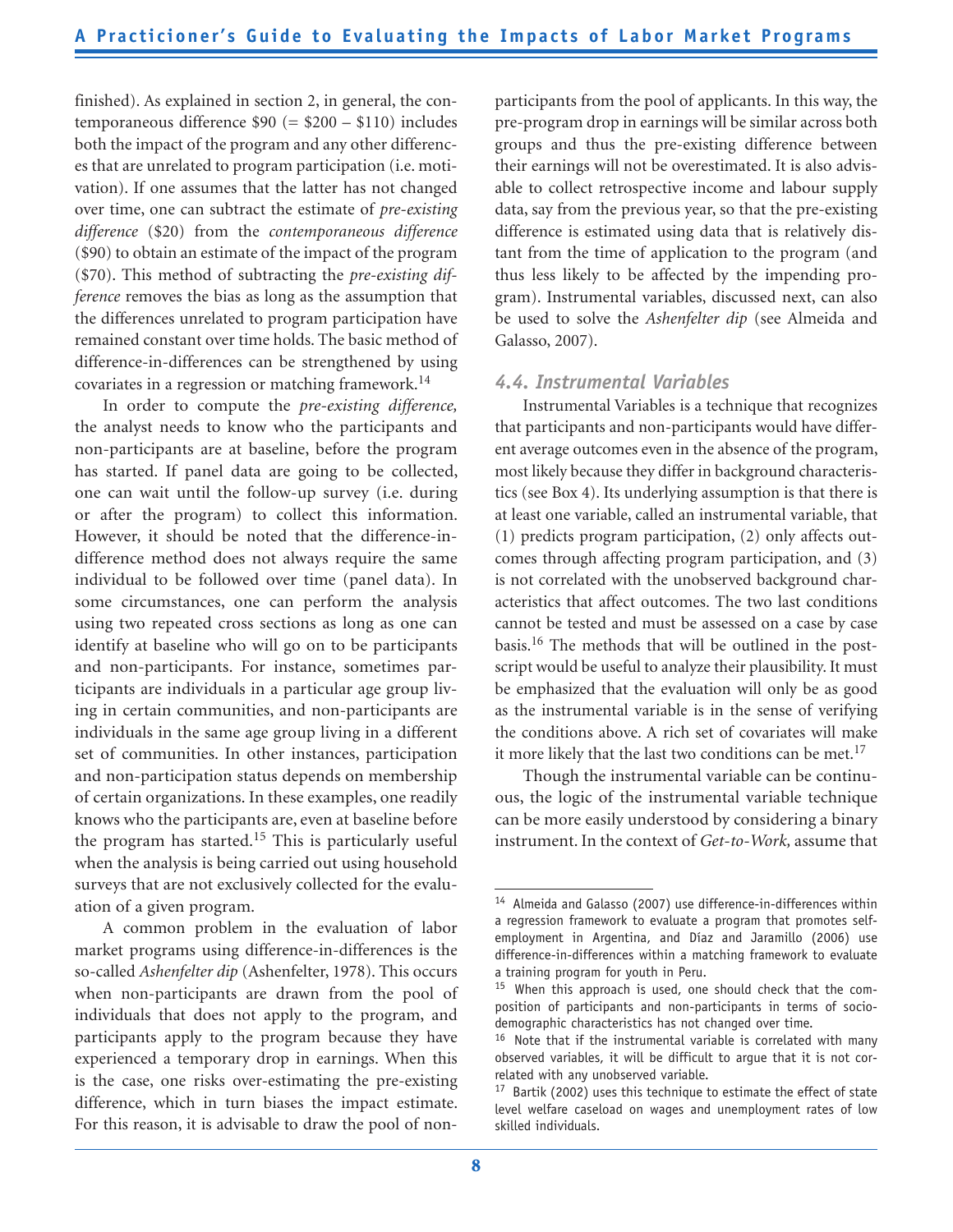finished). As explained in section 2, in general, the contemporaneous difference $90 (= $200 – $110) includes both the impact of the program and any other differences that are unrelated to program participation (i.e. motivation). If one assumes that the latter has not changed over time, one can subtract the estimate of *pre-existing difference* ($20) from the *contemporaneous difference* ($90) to obtain an estimate of the impact of the program ($70). This method of subtracting the *pre-existing difference* removes the bias as long as the assumption that the differences unrelated to program participation have remained constant over time holds. The basic method of difference-in-differences can be strengthened by using covariates in a regression or matching framework.[14]

In order to compute the *pre-existing difference,* the analyst needs to know who the participants and non-participants are at baseline, before the program has started. If panel data are going to be collected, one can wait until the follow-up survey (i.e. during or after the program) to collect this information. However, it should be noted that the difference-in-difference method does not always require the same individual to be followed over time (panel data). In some circumstances, one can perform the analysis using two repeated cross sections as long as one can identify at baseline who will go on to be participants and non-participants. For instance, sometimes participants are individuals in a particular age group living in certain communities, and non-participants are individuals in the same age group living in a different set of communities. In other instances, participation and non-participation status depends on membership of certain organizations. In these examples, one readily knows who the participants are, even at baseline before the program has started.[15] This is particularly useful when the analysis is being carried out using household surveys that are not exclusively collected for the evaluation of a given program.

A common problem in the evaluation of labor market programs using difference-in-differences is the so-called *Ashenfelter dip* (Ashenfelter, 1978). This occurs when non-participants are drawn from the pool of individuals that does not apply to the program, and participants apply to the program because they have experienced a temporary drop in earnings. When this is the case, one risks over-estimating the pre-existing difference, which in turn biases the impact estimate. For this reason, it is advisable to draw the pool of non-participants from the pool of applicants. In this way, the pre-program drop in earnings will be similar across both groups and thus the pre-existing difference between their earnings will not be overestimated. It is also advisable to collect retrospective income and labour supply data, say from the previous year, so that the pre-existing difference is estimated using data that is relatively distant from the time of application to the program (and thus less likely to be affected by the impending program). Instrumental variables, discussed next, can also be used to solve the *Ashenfelter dip* (see Almeida and Galasso, 2007).

### 4.4. Instrumental Variables

Instrumental Variables is a technique that recognizes that participants and non-participants would have different average outcomes even in the absence of the program, most likely because they differ in background characteristics (see Box 4). Its underlying assumption is that there is at least one variable, called an instrumental variable, that (1) predicts program participation, (2) only affects outcomes through affecting program participation, and (3) is not correlated with the unobserved background characteristics that affect outcomes. The two last conditions cannot be tested and must be assessed on a case by case basis.[16] The methods that will be outlined in the postscript would be useful to analyze their plausibility. It must be emphasized that the evaluation will only be as good as the instrumental variable is in the sense of verifying the conditions above. A rich set of covariates will make it more likely that the last two conditions can be met.[17]

Though the instrumental variable can be continuous, the logic of the instrumental variable technique can be more easily understood by considering a binary instrument. In the context of *Get-to-Work,* assume that

---

[14] Almeida and Galasso (2007) use difference-in-differences within a regression framework to evaluate a program that promotes self-employment in Argentina, and Díaz and Jaramillo (2006) use difference-in-differences within a matching framework to evaluate a training program for youth in Peru.

[15] When this approach is used, one should check that the composition of participants and non-participants in terms of socio-demographic characteristics has not changed over time.

[16] Note that if the instrumental variable is correlated with many observed variables, it will be difficult to argue that it is not correlated with any unobserved variable.

[17] Bartik (2002) uses this technique to estimate the effect of state level welfare caseload on wages and unemployment rates of low skilled individuals.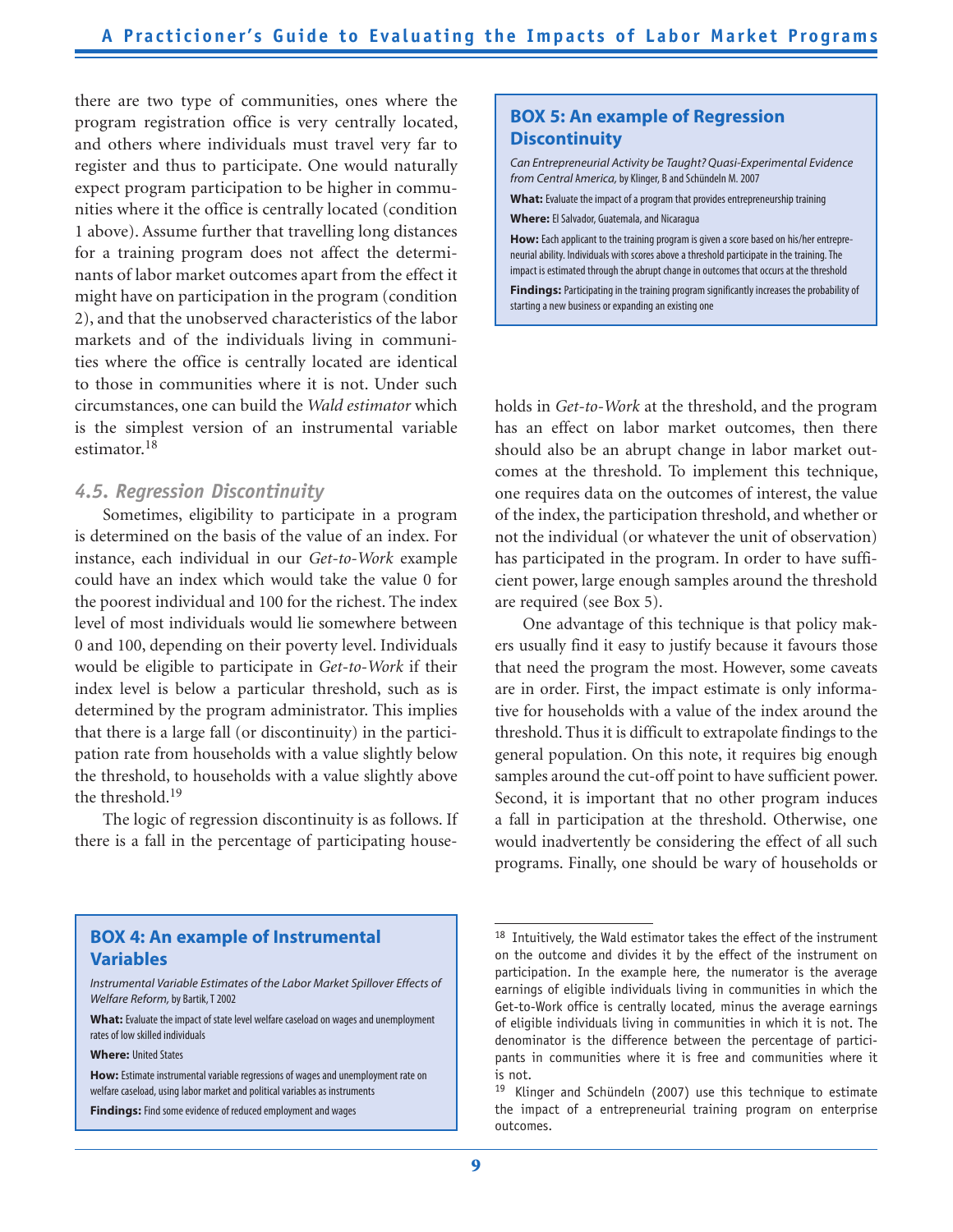there are two type of communities, ones where the program registration office is very centrally located, and others where individuals must travel very far to register and thus to participate. One would naturally expect program participation to be higher in communities where it the office is centrally located (condition 1 above). Assume further that travelling long distances for a training program does not affect the determinants of labor market outcomes apart from the effect it might have on participation in the program (condition 2), and that the unobserved characteristics of the labor markets and of the individuals living in communities where the office is centrally located are identical to those in communities where it is not. Under such circumstances, one can build the *Wald estimator* which is the simplest version of an instrumental variable estimator.[18]

### *4.5. Regression Discontinuity*

Sometimes, eligibility to participate in a program is determined on the basis of the value of an index. For instance, each individual in our *Get-to-Work* example could have an index which would take the value 0 for the poorest individual and 100 for the richest. The index level of most individuals would lie somewhere between 0 and 100, depending on their poverty level. Individuals would be eligible to participate in *Get-to-Work* if their index level is below a particular threshold, such as is determined by the program administrator. This implies that there is a large fall (or discontinuity) in the participation rate from households with a value slightly below the threshold, to households with a value slightly above the threshold.[19]

The logic of regression discontinuity is as follows. If there is a fall in the percentage of participating households in *Get-to-Work* at the threshold, and the program has an effect on labor market outcomes, then there should also be an abrupt change in labor market outcomes at the threshold. To implement this technique, one requires data on the outcomes of interest, the value of the index, the participation threshold, and whether or not the individual (or whatever the unit of observation) has participated in the program. In order to have sufficient power, large enough samples around the threshold are required (see Box 5).

One advantage of this technique is that policy makers usually find it easy to justify because it favours those that need the program the most. However, some caveats are in order. First, the impact estimate is only informative for households with a value of the index around the threshold. Thus it is difficult to extrapolate findings to the general population. On this note, it requires big enough samples around the cut-off point to have sufficient power. Second, it is important that no other program induces a fall in participation at the threshold. Otherwise, one would inadvertently be considering the effect of all such programs. Finally, one should be wary of households or

> **BOX 4: An example of Instrumental Variables**
>
> *Instrumental Variable Estimates of the Labor Market Spillover Effects of Welfare Reform,* by Bartik, T 2002
>
> **What:** Evaluate the impact of state level welfare caseload on wages and unemployment rates of low skilled individuals
>
> **Where:** United States
>
> **How:** Estimate instrumental variable regressions of wages and unemployment rate on welfare caseload, using labor market and political variables as instruments
>
> **Findings:** Find some evidence of reduced employment and wages

> **BOX 5: An example of Regression Discontinuity**
>
> *Can Entrepreneurial Activity be Taught? Quasi-Experimental Evidence from Central America,* by Klinger, B and Schündeln M. 2007
>
> **What:** Evaluate the impact of a program that provides entrepreneurship training
>
> **Where:** El Salvador, Guatemala, and Nicaragua
>
> **How:** Each applicant to the training program is given a score based on his/her entrepreneurial ability. Individuals with scores above a threshold participate in the training. The impact is estimated through the abrupt change in outcomes that occurs at the threshold
>
> **Findings:** Participating in the training program significantly increases the probability of starting a new business or expanding an existing one

---

[18] Intuitively, the Wald estimator takes the effect of the instrument on the outcome and divides it by the effect of the instrument on participation. In the example here, the numerator is the average earnings of eligible individuals living in communities in which the Get-to-Work office is centrally located, minus the average earnings of eligible individuals living in communities in which it is not. The denominator is the difference between the percentage of participants in communities where it is free and communities where it is not.

[19] Klinger and Schündeln (2007) use this technique to estimate the impact of a entrepreneurial training program on enterprise outcomes.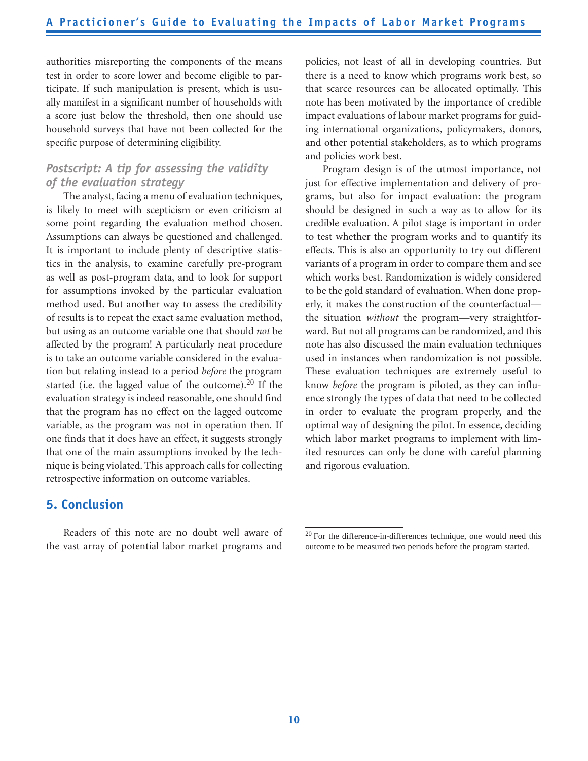authorities misreporting the components of the means test in order to score lower and become eligible to participate. If such manipulation is present, which is usually manifest in a significant number of households with a score just below the threshold, then one should use household surveys that have not been collected for the specific purpose of determining eligibility.

### *Postscript: A tip for assessing the validity of the evaluation strategy*

The analyst, facing a menu of evaluation techniques, is likely to meet with scepticism or even criticism at some point regarding the evaluation method chosen. Assumptions can always be questioned and challenged. It is important to include plenty of descriptive statistics in the analysis, to examine carefully pre-program as well as post-program data, and to look for support for assumptions invoked by the particular evaluation method used. But another way to assess the credibility of results is to repeat the exact same evaluation method, but using as an outcome variable one that should *not* be affected by the program! A particularly neat procedure is to take an outcome variable considered in the evaluation but relating instead to a period *before* the program started (i.e. the lagged value of the outcome).[20] If the evaluation strategy is indeed reasonable, one should find that the program has no effect on the lagged outcome variable, as the program was not in operation then. If one finds that it does have an effect, it suggests strongly that one of the main assumptions invoked by the technique is being violated. This approach calls for collecting retrospective information on outcome variables.

## 5. Conclusion

Readers of this note are no doubt well aware of the vast array of potential labor market programs and policies, not least of all in developing countries. But there is a need to know which programs work best, so that scarce resources can be allocated optimally. This note has been motivated by the importance of credible impact evaluations of labour market programs for guiding international organizations, policymakers, donors, and other potential stakeholders, as to which programs and policies work best.

Program design is of the utmost importance, not just for effective implementation and delivery of programs, but also for impact evaluation: the program should be designed in such a way as to allow for its credible evaluation. A pilot stage is important in order to test whether the program works and to quantify its effects. This is also an opportunity to try out different variants of a program in order to compare them and see which works best. Randomization is widely considered to be the gold standard of evaluation. When done properly, it makes the construction of the counterfactual—the situation *without* the program—very straightforward. But not all programs can be randomized, and this note has also discussed the main evaluation techniques used in instances when randomization is not possible. These evaluation techniques are extremely useful to know *before* the program is piloted, as they can influence strongly the types of data that need to be collected in order to evaluate the program properly, and the optimal way of designing the pilot. In essence, deciding which labor market programs to implement with limited resources can only be done with careful planning and rigorous evaluation.

---

[20] For the difference-in-differences technique, one would need this outcome to be measured two periods before the program started.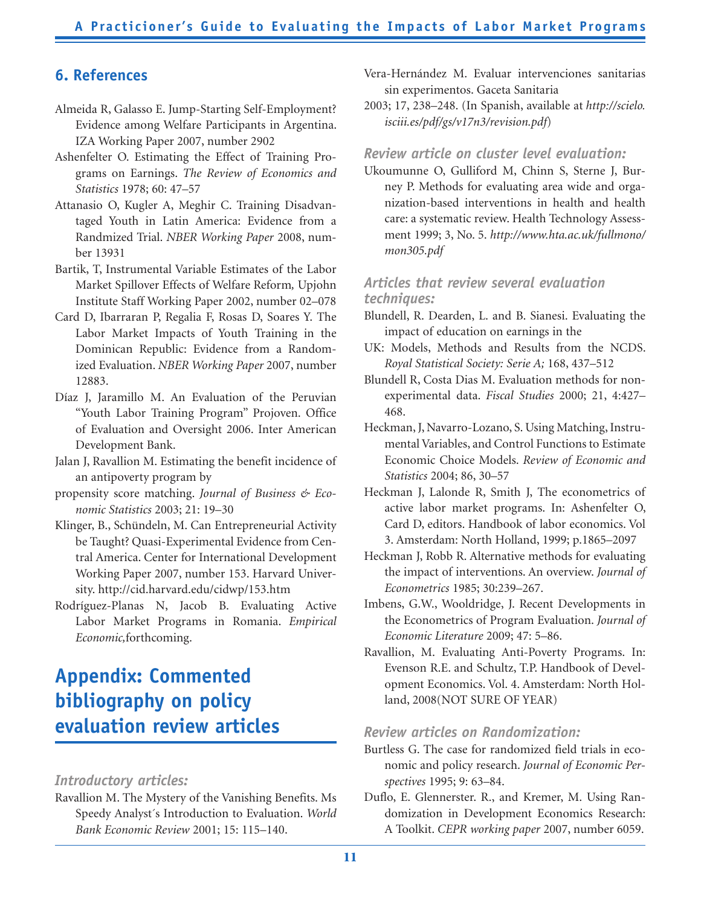## 6. References

Almeida R, Galasso E. Jump-Starting Self-Employment? Evidence among Welfare Participants in Argentina. IZA Working Paper 2007, number 2902

Ashenfelter O. Estimating the Effect of Training Programs on Earnings. *The Review of Economics and Statistics* 1978; 60: 47–57

Attanasio O, Kugler A, Meghir C. Training Disadvantaged Youth in Latin America: Evidence from a Randmized Trial. *NBER Working Paper* 2008, number 13931

Bartik, T, Instrumental Variable Estimates of the Labor Market Spillover Effects of Welfare Reform*,* Upjohn Institute Staff Working Paper 2002, number 02–078

Card D, Ibarraran P, Regalia F, Rosas D, Soares Y. The Labor Market Impacts of Youth Training in the Dominican Republic: Evidence from a Randomized Evaluation. *NBER Working Paper* 2007, number 12883.

Díaz J, Jaramillo M. An Evaluation of the Peruvian "Youth Labor Training Program" Projoven. Office of Evaluation and Oversight 2006. Inter American Development Bank.

Jalan J, Ravallion M. Estimating the benefit incidence of an antipoverty program by propensity score matching. *Journal of Business & Economic Statistics* 2003; 21: 19–30

Klinger, B., Schündeln, M. Can Entrepreneurial Activity be Taught? Quasi-Experimental Evidence from Central America. Center for International Development Working Paper 2007, number 153. Harvard University. http://cid.harvard.edu/cidwp/153.htm

Rodríguez-Planas N, Jacob B. Evaluating Active Labor Market Programs in Romania. *Empirical Economic,*forthcoming.

# Appendix: Commented bibliography on policy evaluation review articles

### *Introductory articles:*

Ravallion M. The Mystery of the Vanishing Benefits. Ms Speedy Analyst´s Introduction to Evaluation. *World Bank Economic Review* 2001; 15: 115–140.

Vera-Hernández M. Evaluar intervenciones sanitarias sin experimentos. Gaceta Sanitaria 2003; 17, 238–248. (In Spanish, available at *http://scielo.isciii.es/pdf/gs/v17n3/revision.pdf*)

### *Review article on cluster level evaluation:*

Ukoumunne O, Gulliford M, Chinn S, Sterne J, Burney P. Methods for evaluating area wide and organization-based interventions in health and health care: a systematic review. Health Technology Assessment 1999; 3, No. 5. *http://www.hta.ac.uk/fullmono/mon305.pdf*

### *Articles that review several evaluation techniques:*

Blundell, R. Dearden, L. and B. Sianesi. Evaluating the impact of education on earnings in the UK: Models, Methods and Results from the NCDS. *Royal Statistical Society: Serie A;* 168, 437–512

Blundell R, Costa Dias M. Evaluation methods for non-experimental data. *Fiscal Studies* 2000; 21, 4:427–468.

Heckman, J, Navarro-Lozano, S. Using Matching, Instrumental Variables, and Control Functions to Estimate Economic Choice Models. *Review of Economic and Statistics* 2004; 86, 30–57

Heckman J, Lalonde R, Smith J, The econometrics of active labor market programs. In: Ashenfelter O, Card D, editors. Handbook of labor economics. Vol 3. Amsterdam: North Holland, 1999; p.1865–2097

Heckman J, Robb R. Alternative methods for evaluating the impact of interventions. An overview. *Journal of Econometrics* 1985; 30:239–267.

Imbens, G.W., Wooldridge, J. Recent Developments in the Econometrics of Program Evaluation. *Journal of Economic Literature* 2009; 47: 5–86.

Ravallion, M. Evaluating Anti-Poverty Programs. In: Evenson R.E. and Schultz, T.P. Handbook of Development Economics. Vol. 4. Amsterdam: North Holland, 2008(NOT SURE OF YEAR)

### *Review articles on Randomization:*

Burtless G. The case for randomized field trials in economic and policy research. *Journal of Economic Perspectives* 1995; 9: 63–84.

Duflo, E. Glennerster. R., and Kremer, M. Using Randomization in Development Economics Research: A Toolkit. *CEPR working paper* 2007, number 6059.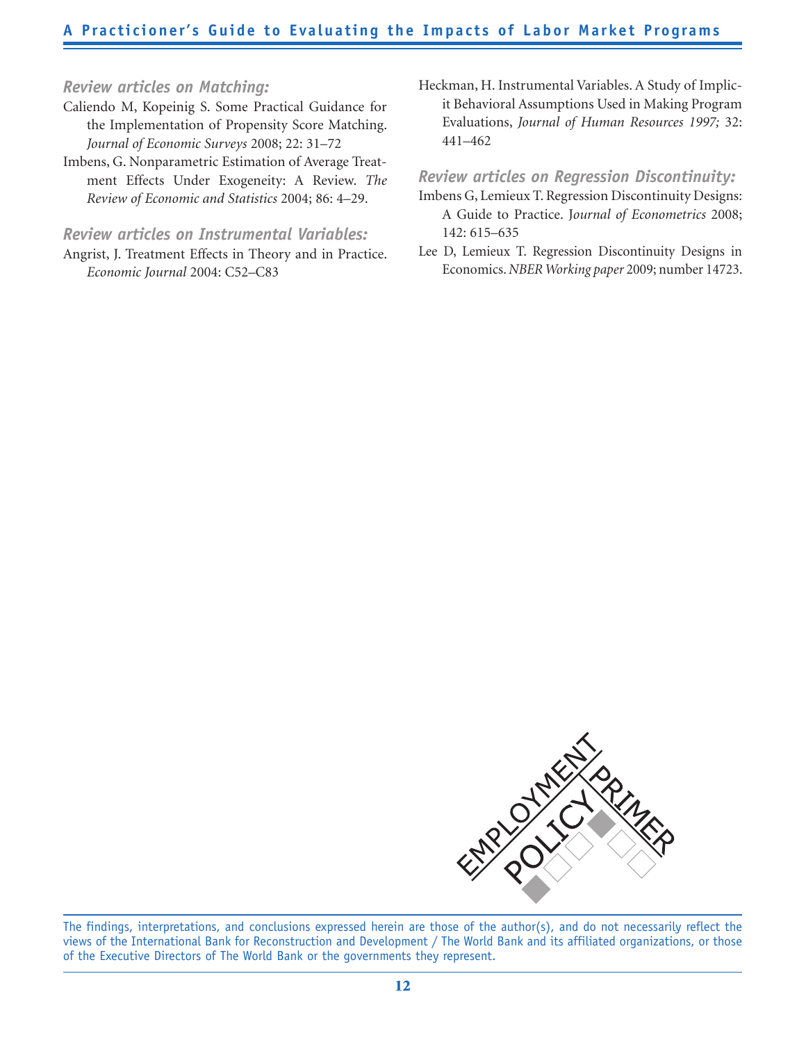### *Review articles on Matching:*

Caliendo M, Kopeinig S. Some Practical Guidance for the Implementation of Propensity Score Matching. *Journal of Economic Surveys* 2008; 22: 31–72

Imbens, G. Nonparametric Estimation of Average Treatment Effects Under Exogeneity: A Review. *The Review of Economic and Statistics* 2004; 86: 4–29.

### *Review articles on Instrumental Variables:*

Angrist, J. Treatment Effects in Theory and in Practice. *Economic Journal* 2004: C52–C83

Heckman, H. Instrumental Variables. A Study of Implicit Behavioral Assumptions Used in Making Program Evaluations, *Journal of Human Resources 1997;* 32: 441–462

### *Review articles on Regression Discontinuity:*

Imbens G, Lemieux T. Regression Discontinuity Designs: A Guide to Practice. J*ournal of Econometrics* 2008; 142: 615–635

Lee D, Lemieux T. Regression Discontinuity Designs in Economics. *NBER Working paper* 2009; number 14723.

EMPLOYMENT POLICY PRIMER

The findings, interpretations, and conclusions expressed herein are those of the author(s), and do not necessarily reflect the views of the International Bank for Reconstruction and Development / The World Bank and its affiliated organizations, or those of the Executive Directors of The World Bank or the governments they represent.